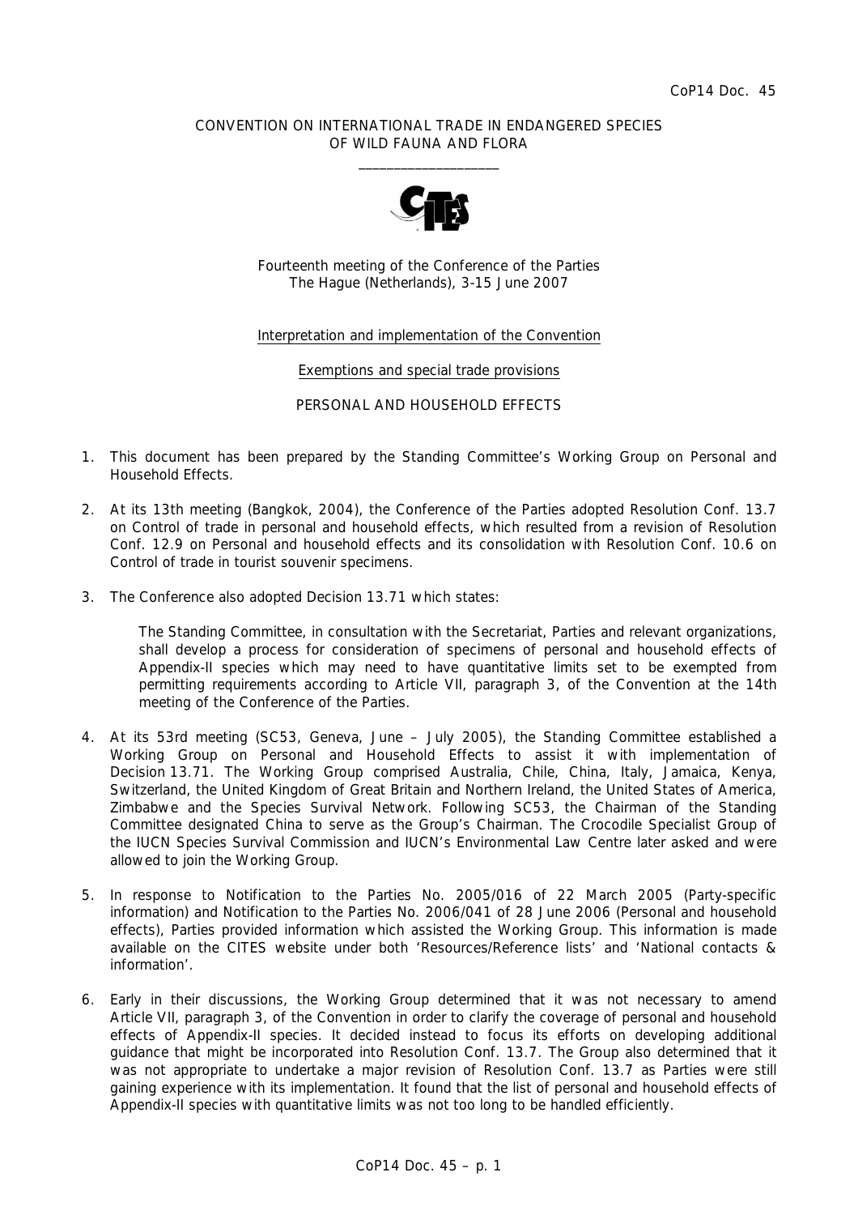CoP14 Doc. 45

CONVENTION ON INTERNATIONAL TRADE IN ENDANGERED SPECIES
OF WILD FAUNA AND FLORA

\_\_\_\_\_\_\_\_\_\_\_\_\_\_\_\_\_\_\_\_

Fourteenth meeting of the Conference of the Parties
The Hague (Netherlands), 3-15 June 2007

Interpretation and implementation of the Convention

Exemptions and special trade provisions

PERSONAL AND HOUSEHOLD EFFECTS

1. This document has been prepared by the Standing Committee's Working Group on Personal and Household Effects.

2. At its 13th meeting (Bangkok, 2004), the Conference of the Parties adopted Resolution Conf. 13.7 on Control of trade in personal and household effects, which resulted from a revision of Resolution Conf. 12.9 on Personal and household effects and its consolidation with Resolution Conf. 10.6 on Control of trade in tourist souvenir specimens.

3. The Conference also adopted Decision 13.71 which states:

   *The Standing Committee, in consultation with the Secretariat, Parties and relevant organizations, shall develop a process for consideration of specimens of personal and household effects of Appendix-II species which may need to have quantitative limits set to be exempted from permitting requirements according to Article VII, paragraph 3, of the Convention at the 14th meeting of the Conference of the Parties.*

4. At its 53rd meeting (SC53, Geneva, June – July 2005), the Standing Committee established a Working Group on Personal and Household Effects to assist it with implementation of Decision 13.71. The Working Group comprised Australia, Chile, China, Italy, Jamaica, Kenya, Switzerland, the United Kingdom of Great Britain and Northern Ireland, the United States of America, Zimbabwe and the Species Survival Network. Following SC53, the Chairman of the Standing Committee designated China to serve as the Group's Chairman. The Crocodile Specialist Group of the IUCN Species Survival Commission and IUCN's Environmental Law Centre later asked and were allowed to join the Working Group.

5. In response to Notification to the Parties No. 2005/016 of 22 March 2005 (Party-specific information) and Notification to the Parties No. 2006/041 of 28 June 2006 (Personal and household effects), Parties provided information which assisted the Working Group. This information is made available on the CITES website under both 'Resources/Reference lists' and 'National contacts & information'.

6. Early in their discussions, the Working Group determined that it was not necessary to amend Article VII, paragraph 3, of the Convention in order to clarify the coverage of personal and household effects of Appendix-II species. It decided instead to focus its efforts on developing additional guidance that might be incorporated into Resolution Conf. 13.7. The Group also determined that it was not appropriate to undertake a major revision of Resolution Conf. 13.7 as Parties were still gaining experience with its implementation. It found that the list of personal and household effects of Appendix-II species with quantitative limits was not too long to be handled efficiently.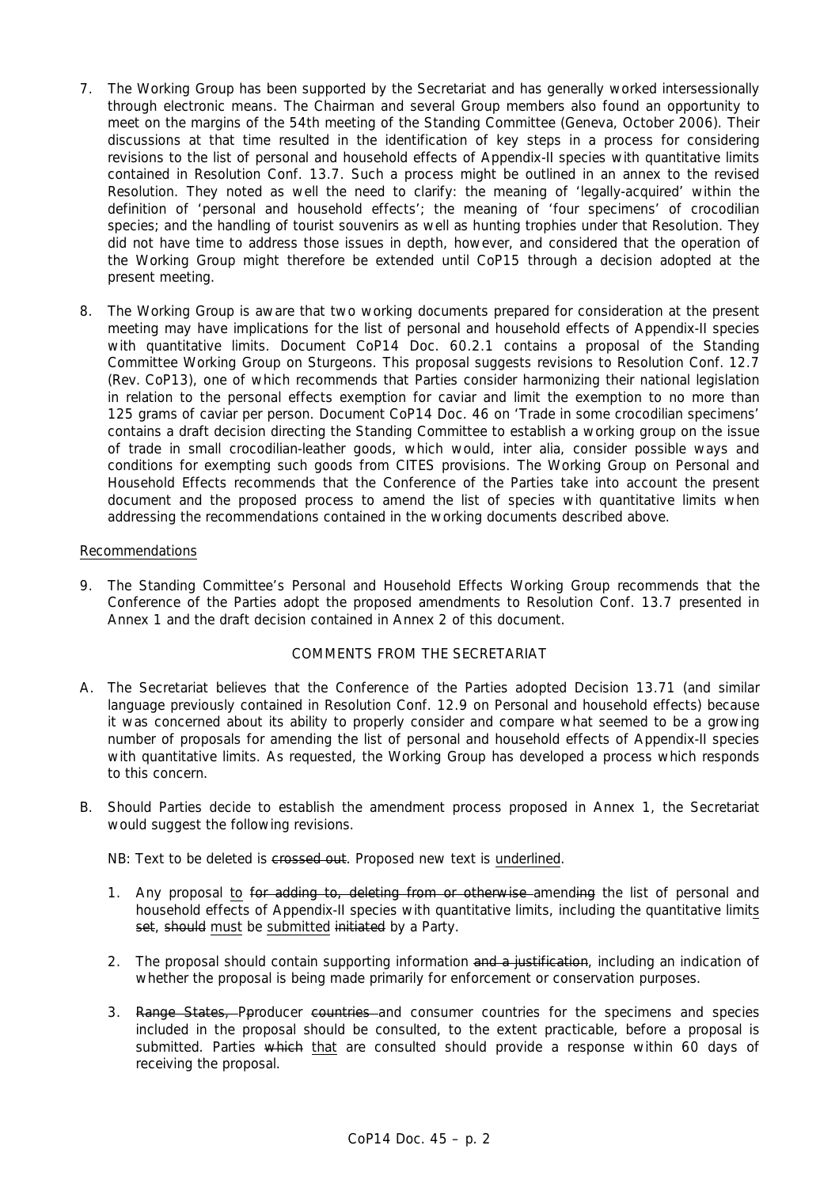7. The Working Group has been supported by the Secretariat and has generally worked intersessionally through electronic means. The Chairman and several Group members also found an opportunity to meet on the margins of the 54th meeting of the Standing Committee (Geneva, October 2006). Their discussions at that time resulted in the identification of key steps in a process for considering revisions to the list of personal and household effects of Appendix-II species with quantitative limits contained in Resolution Conf. 13.7. Such a process might be outlined in an annex to the revised Resolution. They noted as well the need to clarify: the meaning of 'legally-acquired' within the definition of 'personal and household effects'; the meaning of 'four specimens' of crocodilian species; and the handling of tourist souvenirs as well as hunting trophies under that Resolution. They did not have time to address those issues in depth, however, and considered that the operation of the Working Group might therefore be extended until CoP15 through a decision adopted at the present meeting.

8. The Working Group is aware that two working documents prepared for consideration at the present meeting may have implications for the list of personal and household effects of Appendix-II species with quantitative limits. Document CoP14 Doc. 60.2.1 contains a proposal of the Standing Committee Working Group on Sturgeons. This proposal suggests revisions to Resolution Conf. 12.7 (Rev. CoP13), one of which recommends that Parties consider harmonizing their national legislation in relation to the personal effects exemption for caviar and limit the exemption to no more than 125 grams of caviar per person. Document CoP14 Doc. 46 on 'Trade in some crocodilian specimens' contains a draft decision directing the Standing Committee to establish a working group on the issue of trade in small crocodilian-leather goods, which would, inter alia, consider possible ways and conditions for exempting such goods from CITES provisions. The Working Group on Personal and Household Effects recommends that the Conference of the Parties take into account the present document and the proposed process to amend the list of species with quantitative limits when addressing the recommendations contained in the working documents described above.

<u>Recommendations</u>

9. The Standing Committee's Personal and Household Effects Working Group recommends that the Conference of the Parties adopt the proposed amendments to Resolution Conf. 13.7 presented in Annex 1 and the draft decision contained in Annex 2 of this document.

COMMENTS FROM THE SECRETARIAT

A. The Secretariat believes that the Conference of the Parties adopted Decision 13.71 (and similar language previously contained in Resolution Conf. 12.9 on Personal and household effects) because it was concerned about its ability to properly consider and compare what seemed to be a growing number of proposals for amending the list of personal and household effects of Appendix-II species with quantitative limits. As requested, the Working Group has developed a process which responds to this concern.

B. Should Parties decide to establish the amendment process proposed in Annex 1, the Secretariat would suggest the following revisions.

   NB: Text to be deleted is ~~crossed out~~. Proposed new text is <u>underlined</u>.

   1. Any proposal <u>to</u> ~~for adding to, deleting from or otherwise~~ amend~~ing~~ the list of personal and household effects of Appendix-II species with quantitative limits, including the quantitative limit<u>s</u> ~~set~~, ~~should~~ <u>must</u> be <u>submitted</u> ~~initiated~~ by a Party.

   2. The proposal should contain supporting information ~~and a justification~~, including an indication of whether the proposal is being made primarily for enforcement or conservation purposes.

   3. ~~Range States, P~~<u>p</u>roducer ~~countries~~ and consumer countries for the specimens and species included in the proposal should be consulted, to the extent practicable, before a proposal is submitted. Parties ~~which~~ <u>that</u> are consulted should provide a response within 60 days of receiving the proposal.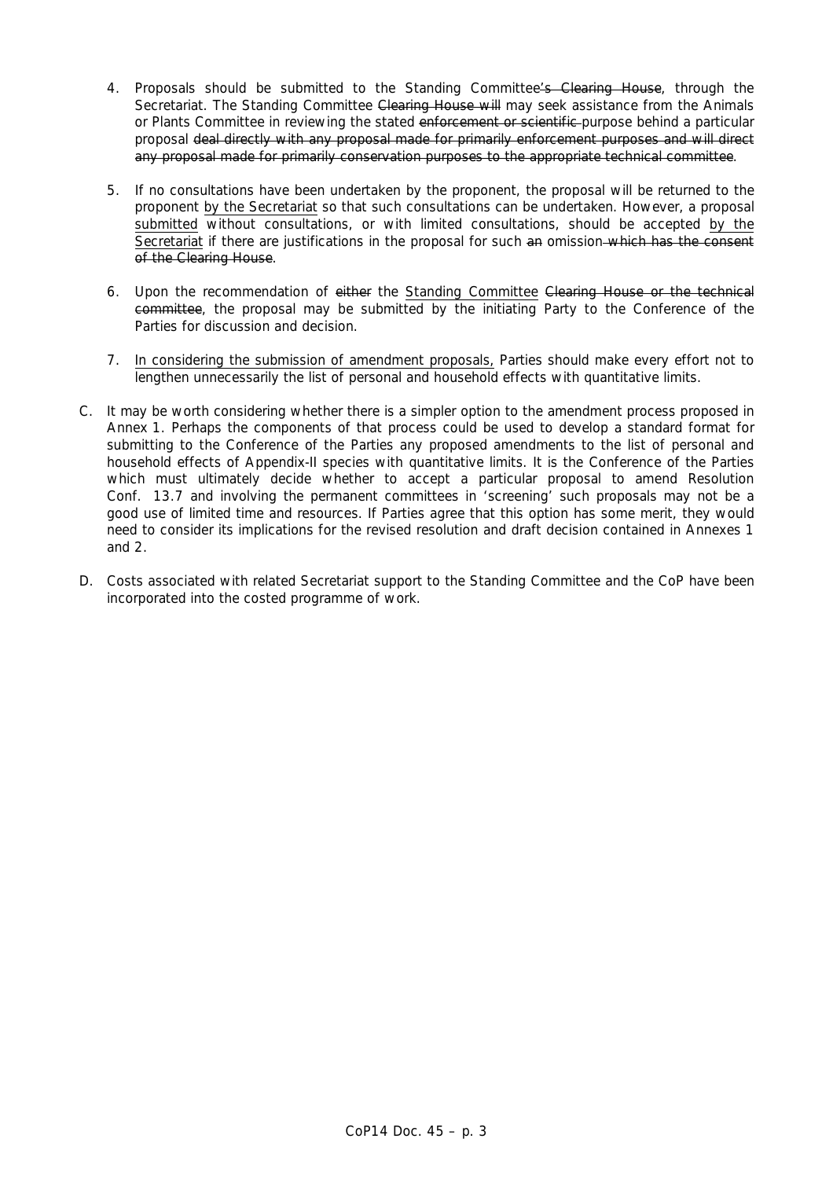4. Proposals should be submitted to the Standing Committee~~'s Clearing House~~, through the Secretariat. The Standing Committee ~~Clearing House will~~ may seek assistance from the Animals or Plants Committee in reviewing the stated ~~enforcement or scientific~~ purpose behind a particular proposal ~~deal directly with any proposal made for primarily enforcement purposes and will direct any proposal made for primarily conservation purposes to the appropriate technical committee~~.

5. If no consultations have been undertaken by the proponent, the proposal will be returned to the proponent <u>by the Secretariat</u> so that such consultations can be undertaken. However, a proposal <u>submitted</u> without consultations, or with limited consultations, should be accepted <u>by the Secretariat</u> if there are justifications in the proposal for such ~~an~~ omission ~~which has the consent of the Clearing House~~.

6. Upon the recommendation of ~~either~~ the <u>Standing Committee</u> ~~Clearing House or the technical committee~~, the proposal may be submitted by the initiating Party to the Conference of the Parties for discussion and decision.

7. <u>In considering the submission of amendment proposals,</u> Parties should make every effort not to lengthen unnecessarily the list of personal and household effects with quantitative limits.

C. It may be worth considering whether there is a simpler option to the amendment process proposed in Annex 1. Perhaps the components of that process could be used to develop a standard format for submitting to the Conference of the Parties any proposed amendments to the list of personal and household effects of Appendix-II species with quantitative limits. It is the Conference of the Parties which must ultimately decide whether to accept a particular proposal to amend Resolution Conf. 13.7 and involving the permanent committees in 'screening' such proposals may not be a good use of limited time and resources. If Parties agree that this option has some merit, they would need to consider its implications for the revised resolution and draft decision contained in Annexes 1 and 2.

D. Costs associated with related Secretariat support to the Standing Committee and the CoP have been incorporated into the costed programme of work.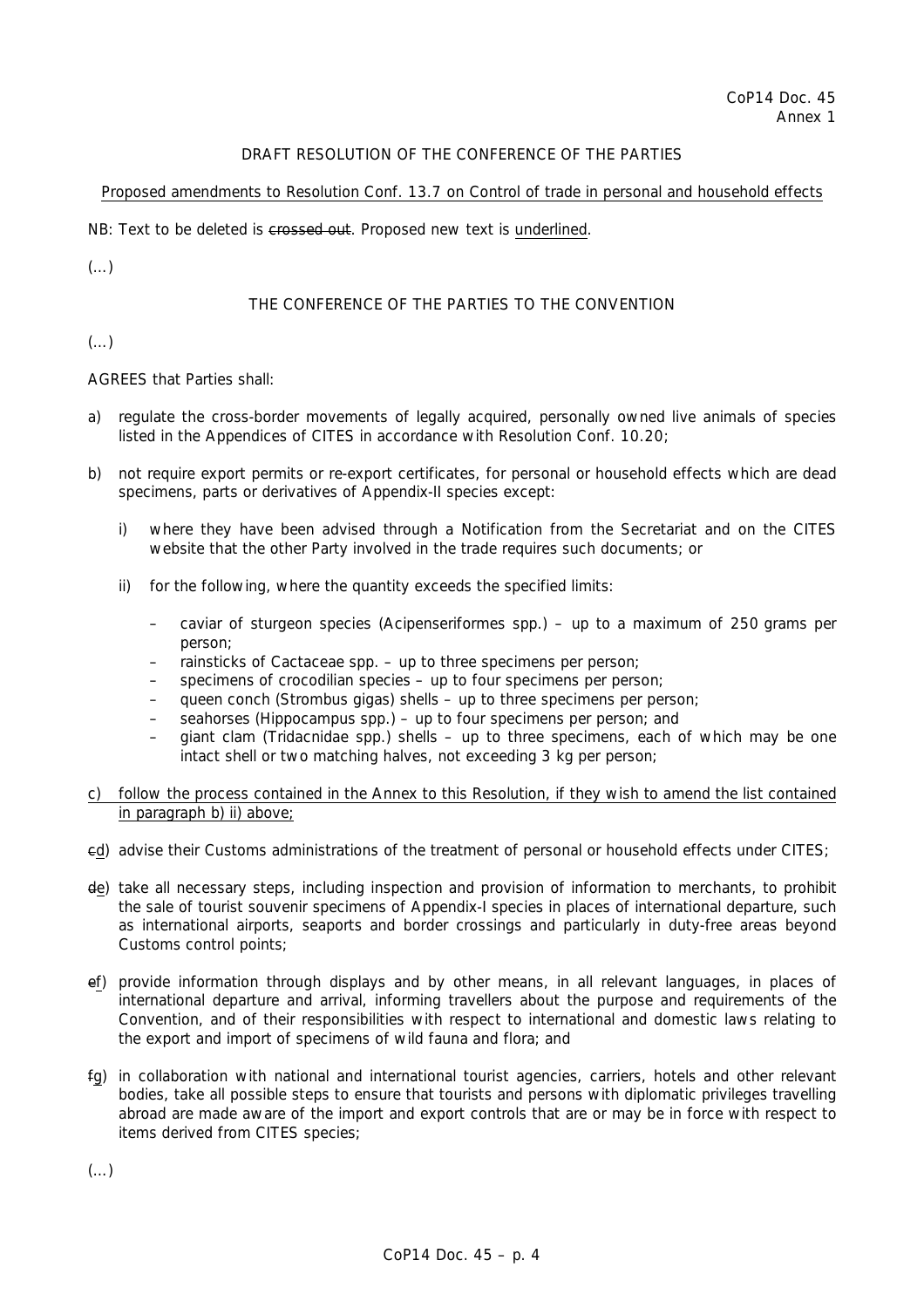CoP14 Doc. 45
Annex 1

DRAFT RESOLUTION OF THE CONFERENCE OF THE PARTIES

<u>Proposed amendments to Resolution Conf. 13.7 on Control of trade in personal and household effects</u>

NB: Text to be deleted is ~~crossed out~~. Proposed new text is <u>underlined</u>.

(...)

THE CONFERENCE OF THE PARTIES TO THE CONVENTION

(...)

AGREES that Parties shall:

a) regulate the cross-border movements of legally acquired, personally owned live animals of species listed in the Appendices of CITES in accordance with Resolution Conf. 10.20;

b) not require export permits or re-export certificates, for personal or household effects which are dead specimens, parts or derivatives of Appendix-II species except:

   i) where they have been advised through a Notification from the Secretariat and on the CITES website that the other Party involved in the trade requires such documents; or

   ii) for the following, where the quantity exceeds the specified limits:

      – caviar of sturgeon species (Acipenseriformes spp.) – up to a maximum of 250 grams per person;
      – rainsticks of Cactaceae spp. – up to three specimens per person;
      – specimens of crocodilian species – up to four specimens per person;
      – queen conch (Strombus gigas) shells – up to three specimens per person;
      – seahorses (Hippocampus spp.) – up to four specimens per person; and
      – giant clam (Tridacnidae spp.) shells – up to three specimens, each of which may be one intact shell or two matching halves, not exceeding 3 kg per person;

<u>c) follow the process contained in the Annex to this Resolution, if they wish to amend the list contained in paragraph b) ii) above;</u>

~~c~~<u>d</u>) advise their Customs administrations of the treatment of personal or household effects under CITES;

~~d~~<u>e</u>) take all necessary steps, including inspection and provision of information to merchants, to prohibit the sale of tourist souvenir specimens of Appendix-I species in places of international departure, such as international airports, seaports and border crossings and particularly in duty-free areas beyond Customs control points;

~~e~~<u>f</u>) provide information through displays and by other means, in all relevant languages, in places of international departure and arrival, informing travellers about the purpose and requirements of the Convention, and of their responsibilities with respect to international and domestic laws relating to the export and import of specimens of wild fauna and flora; and

~~f~~<u>g</u>) in collaboration with national and international tourist agencies, carriers, hotels and other relevant bodies, take all possible steps to ensure that tourists and persons with diplomatic privileges travelling abroad are made aware of the import and export controls that are or may be in force with respect to items derived from CITES species;

(...)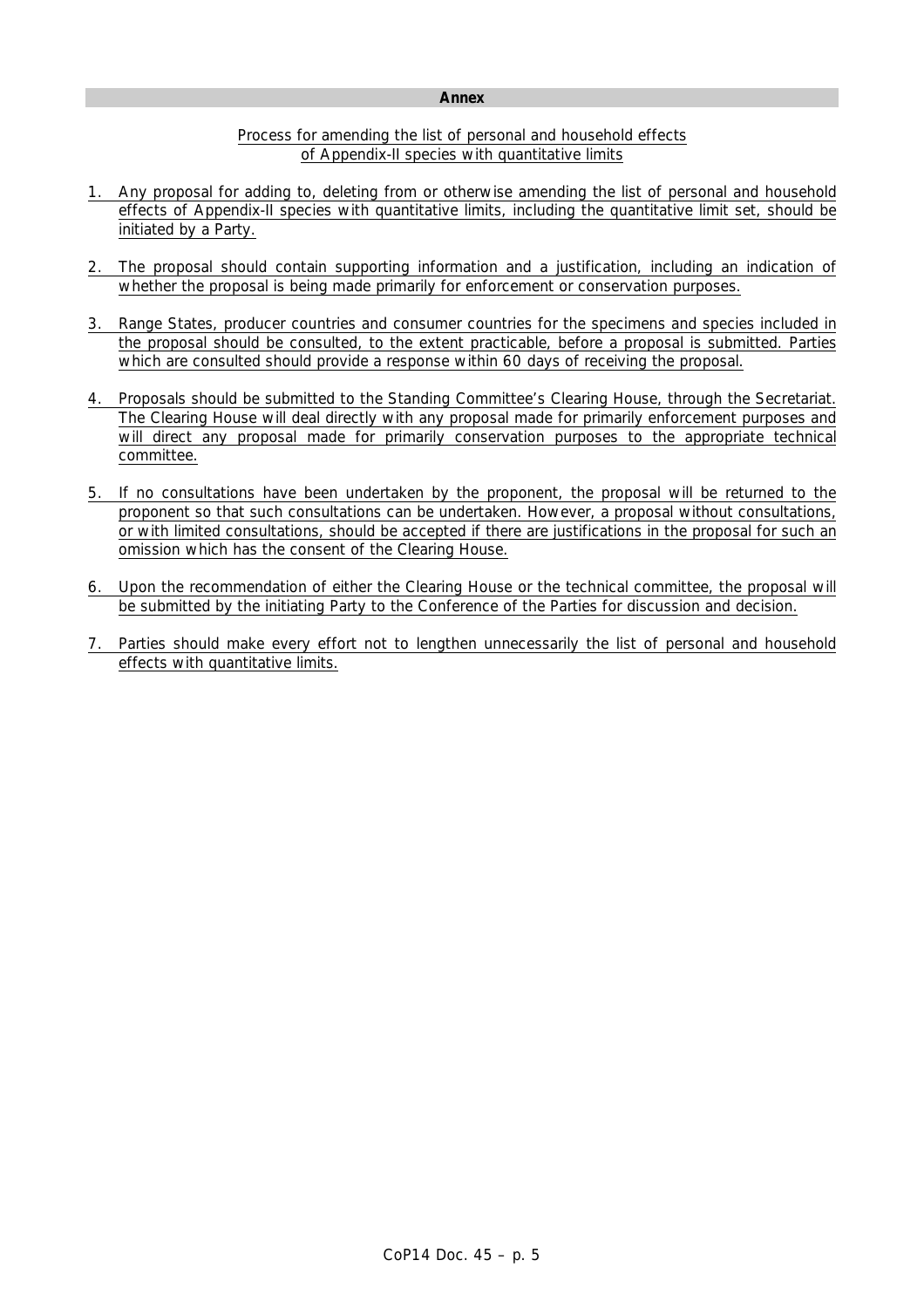**Annex**

Process for amending the list of personal and household effects of Appendix-II species with quantitative limits

1. Any proposal for adding to, deleting from or otherwise amending the list of personal and household effects of Appendix-II species with quantitative limits, including the quantitative limit set, should be initiated by a Party.

2. The proposal should contain supporting information and a justification, including an indication of whether the proposal is being made primarily for enforcement or conservation purposes.

3. Range States, producer countries and consumer countries for the specimens and species included in the proposal should be consulted, to the extent practicable, before a proposal is submitted. Parties which are consulted should provide a response within 60 days of receiving the proposal.

4. Proposals should be submitted to the Standing Committee's Clearing House, through the Secretariat. The Clearing House will deal directly with any proposal made for primarily enforcement purposes and will direct any proposal made for primarily conservation purposes to the appropriate technical committee.

5. If no consultations have been undertaken by the proponent, the proposal will be returned to the proponent so that such consultations can be undertaken. However, a proposal without consultations, or with limited consultations, should be accepted if there are justifications in the proposal for such an omission which has the consent of the Clearing House.

6. Upon the recommendation of either the Clearing House or the technical committee, the proposal will be submitted by the initiating Party to the Conference of the Parties for discussion and decision.

7. Parties should make every effort not to lengthen unnecessarily the list of personal and household effects with quantitative limits.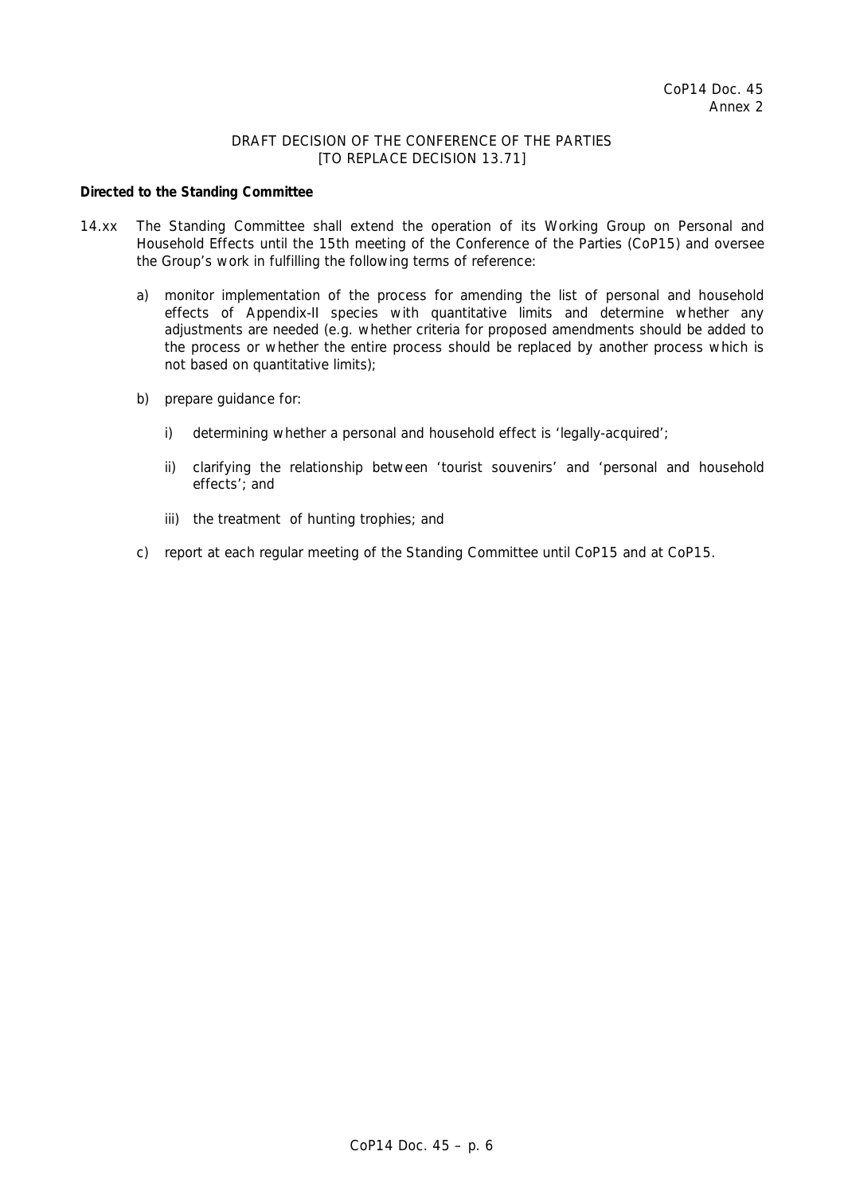CoP14 Doc. 45
Annex 2

DRAFT DECISION OF THE CONFERENCE OF THE PARTIES
[TO REPLACE DECISION 13.71]

**Directed to the Standing Committee**

14.xx The Standing Committee shall extend the operation of its Working Group on Personal and Household Effects until the 15th meeting of the Conference of the Parties (CoP15) and oversee the Group's work in fulfilling the following terms of reference:

a) monitor implementation of the process for amending the list of personal and household effects of Appendix-II species with quantitative limits and determine whether any adjustments are needed (e.g. whether criteria for proposed amendments should be added to the process or whether the entire process should be replaced by another process which is not based on quantitative limits);

b) prepare guidance for:

   i) determining whether a personal and household effect is 'legally-acquired';

   ii) clarifying the relationship between 'tourist souvenirs' and 'personal and household effects'; and

   iii) the treatment of hunting trophies; and

c) report at each regular meeting of the Standing Committee until CoP15 and at CoP15.